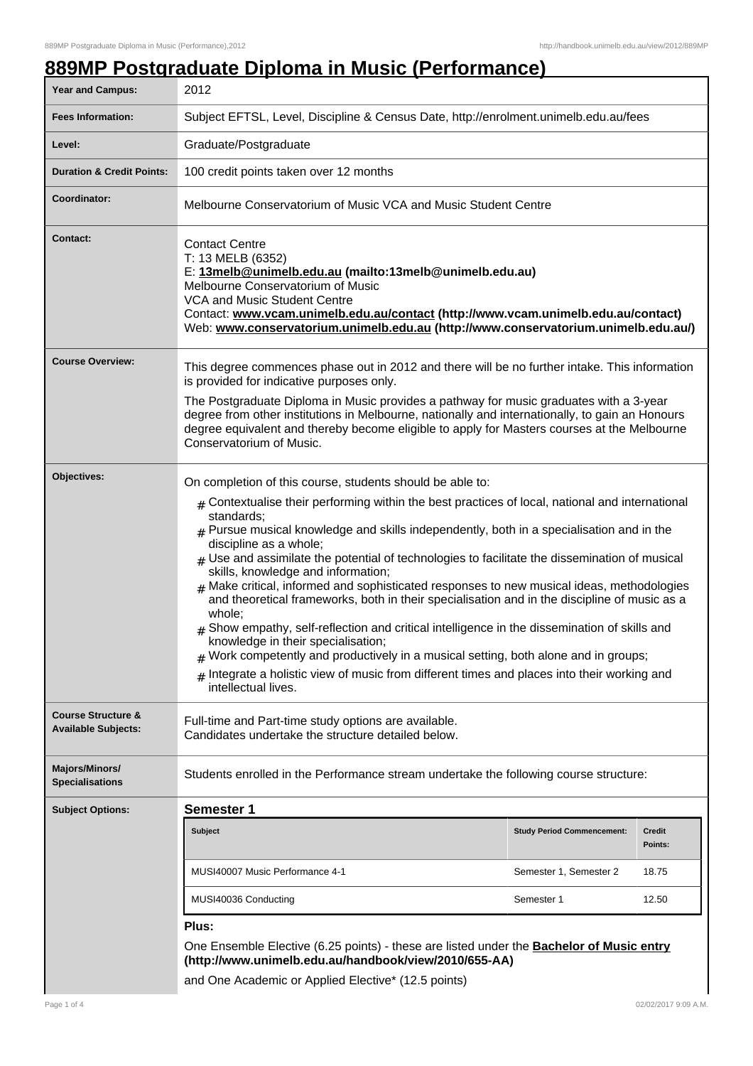# 889MP Postgraduate Diploma in Music (Performance)

| | |
|---|---|
| **Year and Campus:** | 2012 |
| **Fees Information:** | Subject EFTSL, Level, Discipline & Census Date, http://enrolment.unimelb.edu.au/fees |
| **Level:** | Graduate/Postgraduate |
| **Duration & Credit Points:** | 100 credit points taken over 12 months |
| **Coordinator:** | Melbourne Conservatorium of Music VCA and Music Student Centre |
| **Contact:** | Contact Centre<br>T: 13 MELB (6352)<br>E: **13melb@unimelb.edu.au (mailto:13melb@unimelb.edu.au)**<br>Melbourne Conservatorium of Music<br>VCA and Music Student Centre<br>Contact: **www.vcam.unimelb.edu.au/contact (http://www.vcam.unimelb.edu.au/contact)**<br>Web: **www.conservatorium.unimelb.edu.au (http://www.conservatorium.unimelb.edu.au/)** |
| **Course Overview:** | This degree commences phase out in 2012 and there will be no further intake. This information is provided for indicative purposes only.<br>The Postgraduate Diploma in Music provides a pathway for music graduates with a 3-year degree from other institutions in Melbourne, nationally and internationally, to gain an Honours degree equivalent and thereby become eligible to apply for Masters courses at the Melbourne Conservatorium of Music. |
| **Objectives:** | On completion of this course, students should be able to:<br># Contextualise their performing within the best practices of local, national and international standards;<br># Pursue musical knowledge and skills independently, both in a specialisation and in the discipline as a whole;<br># Use and assimilate the potential of technologies to facilitate the dissemination of musical skills, knowledge and information;<br># Make critical, informed and sophisticated responses to new musical ideas, methodologies and theoretical frameworks, both in their specialisation and in the discipline of music as a whole;<br># Show empathy, self-reflection and critical intelligence in the dissemination of skills and knowledge in their specialisation;<br># Work competently and productively in a musical setting, both alone and in groups;<br># Integrate a holistic view of music from different times and places into their working and intellectual lives. |
| **Course Structure & Available Subjects:** | Full-time and Part-time study options are available.<br>Candidates undertake the structure detailed below. |
| **Majors/Minors/ Specialisations** | Students enrolled in the Performance stream undertake the following course structure: |
| **Subject Options:** | **Semester 1** |

| Subject | Study Period Commencement: | Credit Points: |
|---|---|---|
| MUSI40007 Music Performance 4-1 | Semester 1, Semester 2 | 18.75 |
| MUSI40036 Conducting | Semester 1 | 12.50 |

**Plus:**

One Ensemble Elective (6.25 points) - these are listed under the **Bachelor of Music entry (http://www.unimelb.edu.au/handbook/view/2010/655-AA)**

and One Academic or Applied Elective* (12.5 points)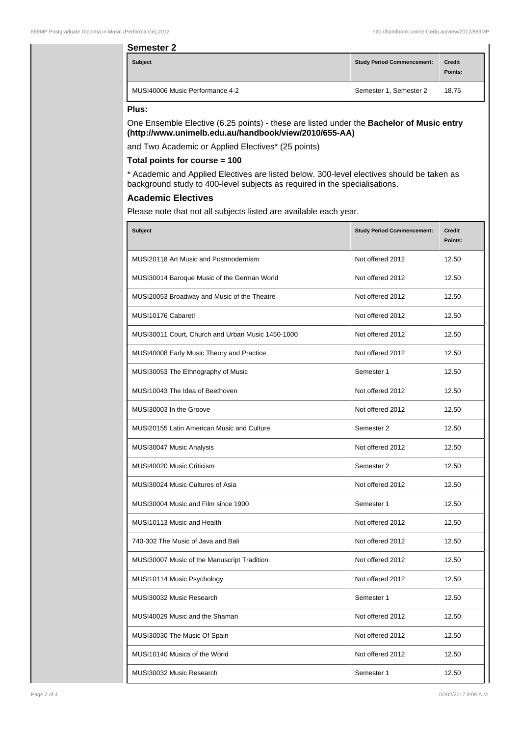### Semester 2

| Subject | Study Period Commencement: | Credit Points: |
| --- | --- | --- |
| MUSI40006 Music Performance 4-2 | Semester 1, Semester 2 | 18.75 |

**Plus:**

One Ensemble Elective (6.25 points) - these are listed under the **Bachelor of Music entry (http://www.unimelb.edu.au/handbook/view/2010/655-AA)**

and Two Academic or Applied Electives* (25 points)

**Total points for course = 100**

* Academic and Applied Electives are listed below. 300-level electives should be taken as background study to 400-level subjects as required in the specialisations.

### Academic Electives

Please note that not all subjects listed are available each year.

| Subject | Study Period Commencement: | Credit Points: |
| --- | --- | --- |
| MUSI20118 Art Music and Postmodernism | Not offered 2012 | 12.50 |
| MUSI30014 Baroque Music of the German World | Not offered 2012 | 12.50 |
| MUSI20053 Broadway and Music of the Theatre | Not offered 2012 | 12.50 |
| MUSI10176 Cabaret! | Not offered 2012 | 12.50 |
| MUSI30011 Court, Church and Urban Music 1450-1600 | Not offered 2012 | 12.50 |
| MUSI40008 Early Music Theory and Practice | Not offered 2012 | 12.50 |
| MUSI30053 The Ethnography of Music | Semester 1 | 12.50 |
| MUSI10043 The Idea of Beethoven | Not offered 2012 | 12.50 |
| MUSI30003 In the Groove | Not offered 2012 | 12.50 |
| MUSI20155 Latin American Music and Culture | Semester 2 | 12.50 |
| MUSI30047 Music Analysis | Not offered 2012 | 12.50 |
| MUSI40020 Music Criticism | Semester 2 | 12.50 |
| MUSI30024 Music Cultures of Asia | Not offered 2012 | 12.50 |
| MUSI30004 Music and Film since 1900 | Semester 1 | 12.50 |
| MUSI10113 Music and Health | Not offered 2012 | 12.50 |
| 740-302 The Music of Java and Bali | Not offered 2012 | 12.50 |
| MUSI30007 Music of the Manuscript Tradition | Not offered 2012 | 12.50 |
| MUSI10114 Music Psychology | Not offered 2012 | 12.50 |
| MUSI30032 Music Research | Semester 1 | 12.50 |
| MUSI40029 Music and the Shaman | Not offered 2012 | 12.50 |
| MUSI30030 The Music Of Spain | Not offered 2012 | 12.50 |
| MUSI10140 Musics of the World | Not offered 2012 | 12.50 |
| MUSI30032 Music Research | Semester 1 | 12.50 |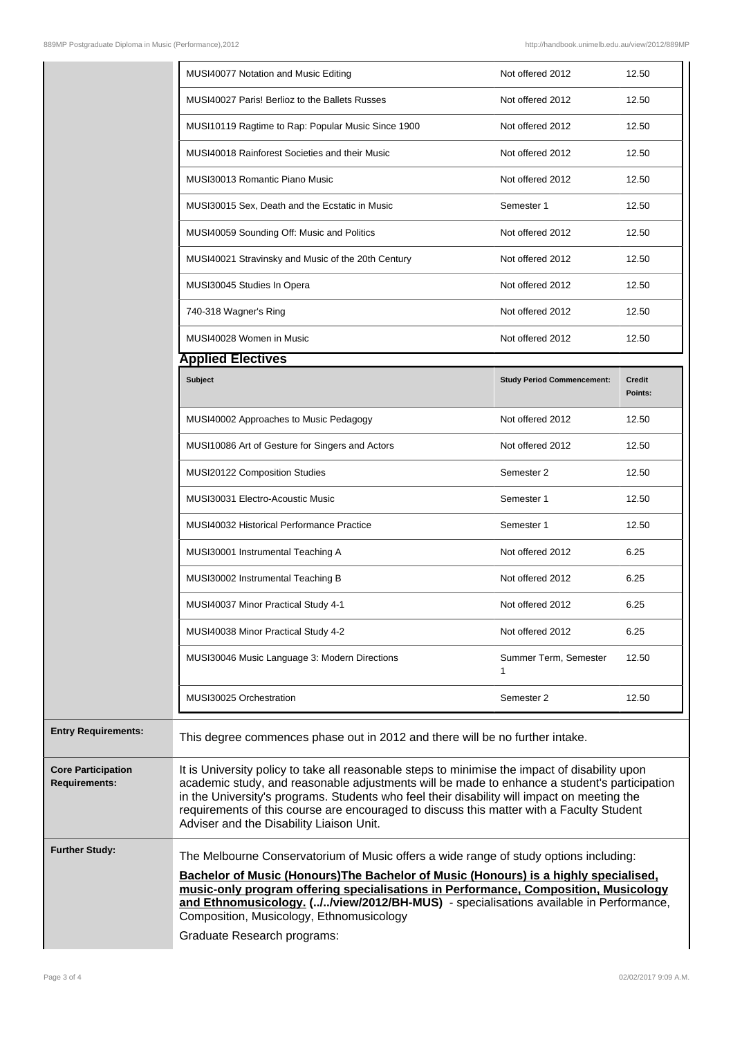| | | |
|---|---|---|
| MUSI40077 Notation and Music Editing | Not offered 2012 | 12.50 |
| MUSI40027 Paris! Berlioz to the Ballets Russes | Not offered 2012 | 12.50 |
| MUSI10119 Ragtime to Rap: Popular Music Since 1900 | Not offered 2012 | 12.50 |
| MUSI40018 Rainforest Societies and their Music | Not offered 2012 | 12.50 |
| MUSI30013 Romantic Piano Music | Not offered 2012 | 12.50 |
| MUSI30015 Sex, Death and the Ecstatic in Music | Semester 1 | 12.50 |
| MUSI40059 Sounding Off: Music and Politics | Not offered 2012 | 12.50 |
| MUSI40021 Stravinsky and Music of the 20th Century | Not offered 2012 | 12.50 |
| MUSI30045 Studies In Opera | Not offered 2012 | 12.50 |
| 740-318 Wagner's Ring | Not offered 2012 | 12.50 |
| MUSI40028 Women in Music | Not offered 2012 | 12.50 |

### Applied Electives

| Subject | Study Period Commencement: | Credit Points: |
|---|---|---|
| MUSI40002 Approaches to Music Pedagogy | Not offered 2012 | 12.50 |
| MUSI10086 Art of Gesture for Singers and Actors | Not offered 2012 | 12.50 |
| MUSI20122 Composition Studies | Semester 2 | 12.50 |
| MUSI30031 Electro-Acoustic Music | Semester 1 | 12.50 |
| MUSI40032 Historical Performance Practice | Semester 1 | 12.50 |
| MUSI30001 Instrumental Teaching A | Not offered 2012 | 6.25 |
| MUSI30002 Instrumental Teaching B | Not offered 2012 | 6.25 |
| MUSI40037 Minor Practical Study 4-1 | Not offered 2012 | 6.25 |
| MUSI40038 Minor Practical Study 4-2 | Not offered 2012 | 6.25 |
| MUSI30046 Music Language 3: Modern Directions | Summer Term, Semester 1 | 12.50 |
| MUSI30025 Orchestration | Semester 2 | 12.50 |

**Entry Requirements:**

This degree commences phase out in 2012 and there will be no further intake.

**Core Participation Requirements:**

It is University policy to take all reasonable steps to minimise the impact of disability upon academic study, and reasonable adjustments will be made to enhance a student's participation in the University's programs. Students who feel their disability will impact on meeting the requirements of this course are encouraged to discuss this matter with a Faculty Student Adviser and the Disability Liaison Unit.

**Further Study:**

The Melbourne Conservatorium of Music offers a wide range of study options including:

**Bachelor of Music (Honours)The Bachelor of Music (Honours) is a highly specialised, music-only program offering specialisations in Performance, Composition, Musicology and Ethnomusicology. (../../view/2012/BH-MUS)** - specialisations available in Performance, Composition, Musicology, Ethnomusicology

Graduate Research programs: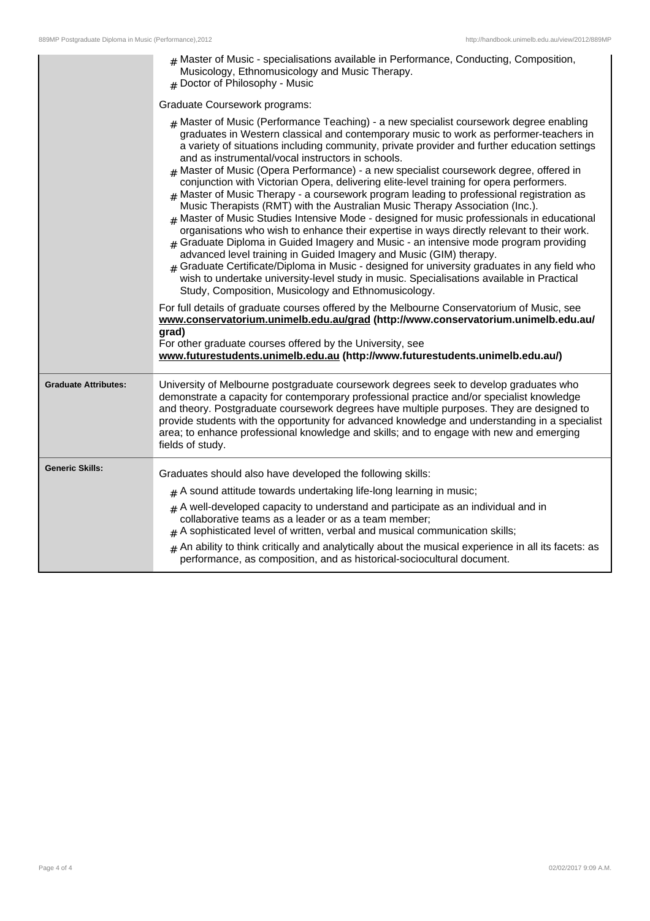| | |
|---|---|
| | # Master of Music - specialisations available in Performance, Conducting, Composition, Musicology, Ethnomusicology and Music Therapy.<br># Doctor of Philosophy - Music<br><br>Graduate Coursework programs:<br><br># Master of Music (Performance Teaching) - a new specialist coursework degree enabling graduates in Western classical and contemporary music to work as performer-teachers in a variety of situations including community, private provider and further education settings and as instrumental/vocal instructors in schools.<br># Master of Music (Opera Performance) - a new specialist coursework degree, offered in conjunction with Victorian Opera, delivering elite-level training for opera performers.<br># Master of Music Therapy - a coursework program leading to professional registration as Music Therapists (RMT) with the Australian Music Therapy Association (Inc.).<br># Master of Music Studies Intensive Mode - designed for music professionals in educational organisations who wish to enhance their expertise in ways directly relevant to their work.<br># Graduate Diploma in Guided Imagery and Music - an intensive mode program providing advanced level training in Guided Imagery and Music (GIM) therapy.<br># Graduate Certificate/Diploma in Music - designed for university graduates in any field who wish to undertake university-level study in music. Specialisations available in Practical Study, Composition, Musicology and Ethnomusicology.<br><br>For full details of graduate courses offered by the Melbourne Conservatorium of Music, see **www.conservatorium.unimelb.edu.au/grad (http://www.conservatorium.unimelb.edu.au/grad)**<br>For other graduate courses offered by the University, see **www.futurestudents.unimelb.edu.au (http://www.futurestudents.unimelb.edu.au/)** |
| **Graduate Attributes:** | University of Melbourne postgraduate coursework degrees seek to develop graduates who demonstrate a capacity for contemporary professional practice and/or specialist knowledge and theory. Postgraduate coursework degrees have multiple purposes. They are designed to provide students with the opportunity for advanced knowledge and understanding in a specialist area; to enhance professional knowledge and skills; and to engage with new and emerging fields of study. |
| **Generic Skills:** | Graduates should also have developed the following skills:<br><br># A sound attitude towards undertaking life-long learning in music;<br># A well-developed capacity to understand and participate as an individual and in collaborative teams as a leader or as a team member;<br># A sophisticated level of written, verbal and musical communication skills;<br># An ability to think critically and analytically about the musical experience in all its facets: as performance, as composition, and as historical-sociocultural document. |